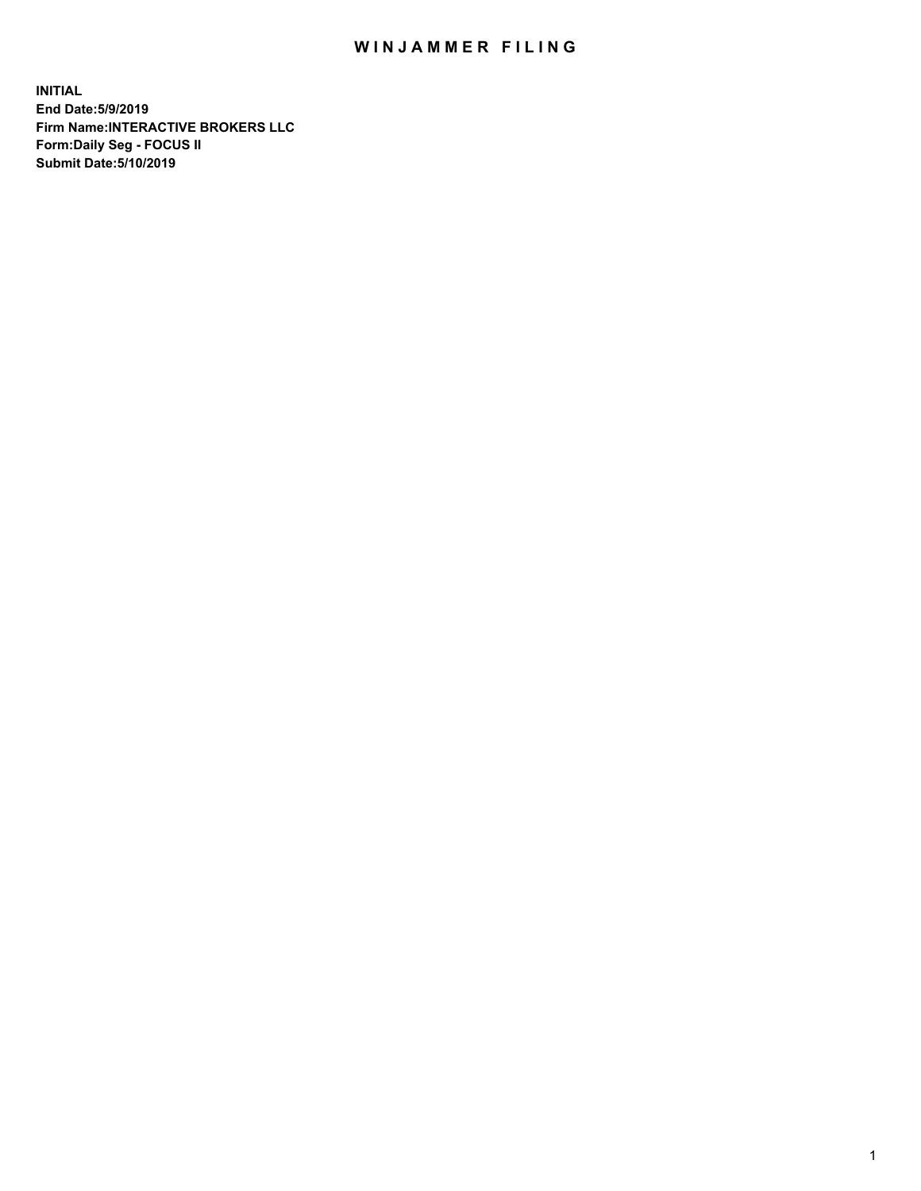# WINJAMMER FILING

**INITIAL**
**End Date:5/9/2019**
**Firm Name:INTERACTIVE BROKERS LLC**
**Form:Daily Seg - FOCUS II**
**Submit Date:5/10/2019**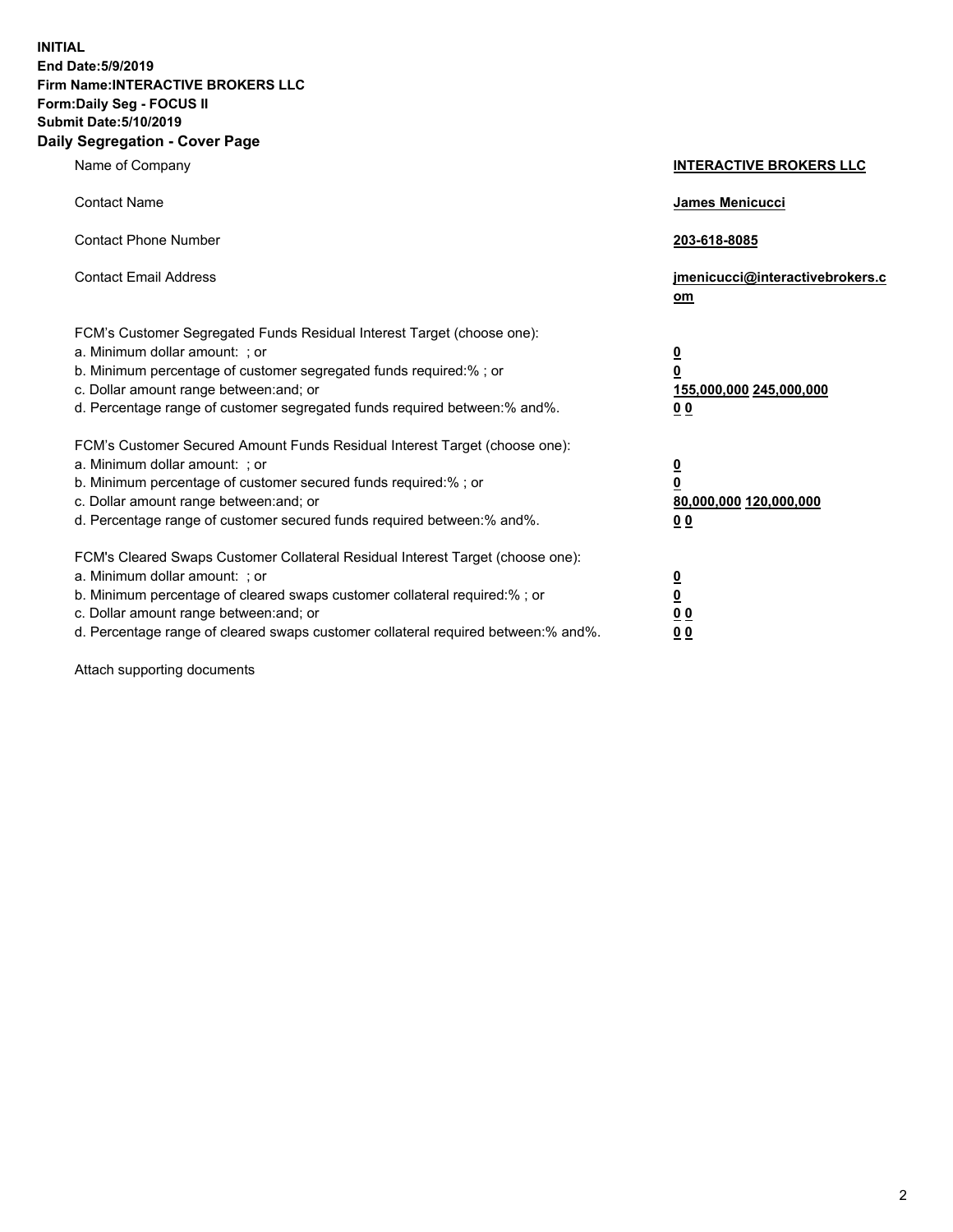**INITIAL**
**End Date:5/9/2019**
**Firm Name:INTERACTIVE BROKERS LLC**
**Form:Daily Seg - FOCUS II**
**Submit Date:5/10/2019**
**Daily Segregation - Cover Page**

| | |
|---|---|
| Name of Company | **INTERACTIVE BROKERS LLC** |
| Contact Name | **James Menicucci** |
| Contact Phone Number | **203-618-8085** |
| Contact Email Address | **jmenicucci@interactivebrokers.com** |

FCM's Customer Segregated Funds Residual Interest Target (choose one):

| | |
|---|---|
| a. Minimum dollar amount: ; or | **0** |
| b. Minimum percentage of customer segregated funds required:% ; or | **0** |
| c. Dollar amount range between:and; or | **155,000,000 245,000,000** |
| d. Percentage range of customer segregated funds required between:% and%. | **0 0** |

FCM's Customer Secured Amount Funds Residual Interest Target (choose one):

| | |
|---|---|
| a. Minimum dollar amount: ; or | **0** |
| b. Minimum percentage of customer secured funds required:% ; or | **0** |
| c. Dollar amount range between:and; or | **80,000,000 120,000,000** |
| d. Percentage range of customer secured funds required between:% and%. | **0 0** |

FCM's Cleared Swaps Customer Collateral Residual Interest Target (choose one):

| | |
|---|---|
| a. Minimum dollar amount: ; or | **0** |
| b. Minimum percentage of cleared swaps customer collateral required:% ; or | **0** |
| c. Dollar amount range between:and; or | **0 0** |
| d. Percentage range of cleared swaps customer collateral required between:% and%. | **0 0** |

Attach supporting documents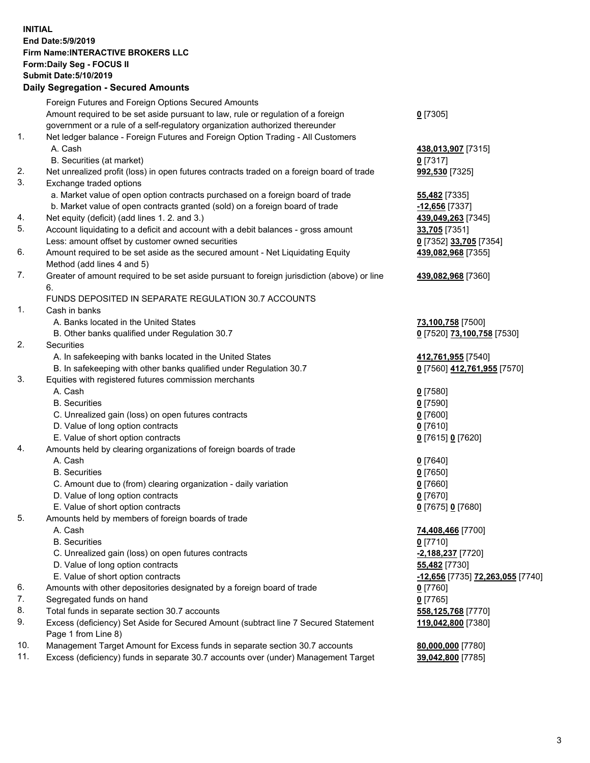**INITIAL**
**End Date:5/9/2019**
**Firm Name:INTERACTIVE BROKERS LLC**
**Form:Daily Seg - FOCUS II**
**Submit Date:5/10/2019**

## Daily Segregation - Secured Amounts

| | | |
|---|---|---|
| | Foreign Futures and Foreign Options Secured Amounts | |
| | Amount required to be set aside pursuant to law, rule or regulation of a foreign government or a rule of a self-regulatory organization authorized thereunder | **0** [7305] |
| 1. | Net ledger balance - Foreign Futures and Foreign Option Trading - All Customers | |
| | A. Cash | **438,013,907** [7315] |
| | B. Securities (at market) | **0** [7317] |
| 2. | Net unrealized profit (loss) in open futures contracts traded on a foreign board of trade | **992,530** [7325] |
| 3. | Exchange traded options | |
| | a. Market value of open option contracts purchased on a foreign board of trade | **55,482** [7335] |
| | b. Market value of open contracts granted (sold) on a foreign board of trade | **-12,656** [7337] |
| 4. | Net equity (deficit) (add lines 1. 2. and 3.) | **439,049,263** [7345] |
| 5. | Account liquidating to a deficit and account with a debit balances - gross amount | **33,705** [7351] |
| | Less: amount offset by customer owned securities | **0** [7352] **33,705** [7354] |
| 6. | Amount required to be set aside as the secured amount - Net Liquidating Equity Method (add lines 4 and 5) | **439,082,968** [7355] |
| 7. | Greater of amount required to be set aside pursuant to foreign jurisdiction (above) or line 6. | **439,082,968** [7360] |
| | FUNDS DEPOSITED IN SEPARATE REGULATION 30.7 ACCOUNTS | |
| 1. | Cash in banks | |
| | A. Banks located in the United States | **73,100,758** [7500] |
| | B. Other banks qualified under Regulation 30.7 | **0** [7520] **73,100,758** [7530] |
| 2. | Securities | |
| | A. In safekeeping with banks located in the United States | **412,761,955** [7540] |
| | B. In safekeeping with other banks qualified under Regulation 30.7 | **0** [7560] **412,761,955** [7570] |
| 3. | Equities with registered futures commission merchants | |
| | A. Cash | **0** [7580] |
| | B. Securities | **0** [7590] |
| | C. Unrealized gain (loss) on open futures contracts | **0** [7600] |
| | D. Value of long option contracts | **0** [7610] |
| | E. Value of short option contracts | **0** [7615] **0** [7620] |
| 4. | Amounts held by clearing organizations of foreign boards of trade | |
| | A. Cash | **0** [7640] |
| | B. Securities | **0** [7650] |
| | C. Amount due to (from) clearing organization - daily variation | **0** [7660] |
| | D. Value of long option contracts | **0** [7670] |
| | E. Value of short option contracts | **0** [7675] **0** [7680] |
| 5. | Amounts held by members of foreign boards of trade | |
| | A. Cash | **74,408,466** [7700] |
| | B. Securities | **0** [7710] |
| | C. Unrealized gain (loss) on open futures contracts | **-2,188,237** [7720] |
| | D. Value of long option contracts | **55,482** [7730] |
| | E. Value of short option contracts | **-12,656** [7735] **72,263,055** [7740] |
| 6. | Amounts with other depositories designated by a foreign board of trade | **0** [7760] |
| 7. | Segregated funds on hand | **0** [7765] |
| 8. | Total funds in separate section 30.7 accounts | **558,125,768** [7770] |
| 9. | Excess (deficiency) Set Aside for Secured Amount (subtract line 7 Secured Statement Page 1 from Line 8) | **119,042,800** [7380] |
| 10. | Management Target Amount for Excess funds in separate section 30.7 accounts | **80,000,000** [7780] |
| 11. | Excess (deficiency) funds in separate 30.7 accounts over (under) Management Target | **39,042,800** [7785] |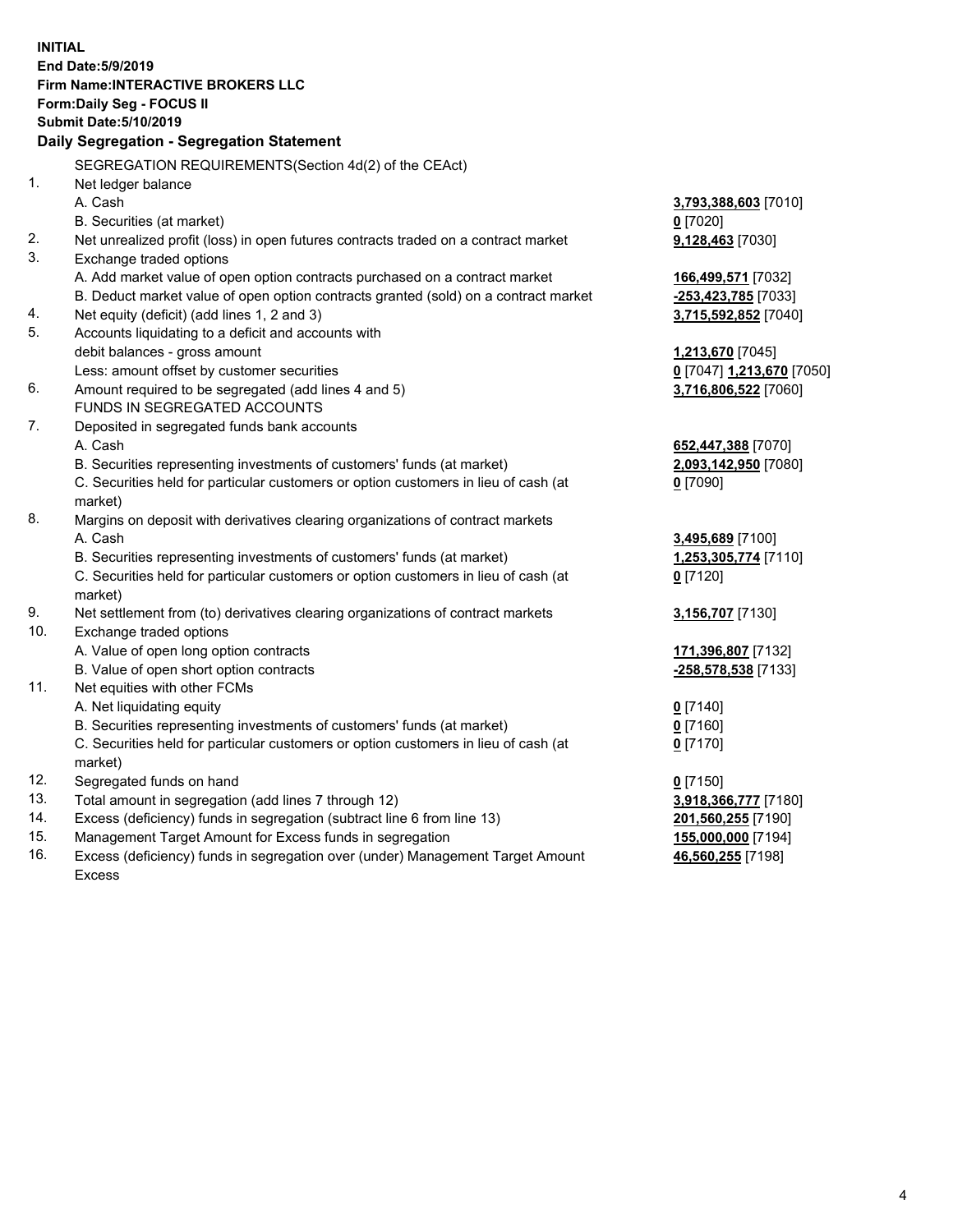**INITIAL**
**End Date:5/9/2019**
**Firm Name:INTERACTIVE BROKERS LLC**
**Form:Daily Seg - FOCUS II**
**Submit Date:5/10/2019**

## Daily Segregation - Segregation Statement

SEGREGATION REQUIREMENTS(Section 4d(2) of the CEAct)

| | | |
|---|---|---|
| 1. | Net ledger balance | |
| | A. Cash | **3,793,388,603** [7010] |
| | B. Securities (at market) | **0** [7020] |
| 2. | Net unrealized profit (loss) in open futures contracts traded on a contract market | **9,128,463** [7030] |
| 3. | Exchange traded options | |
| | A. Add market value of open option contracts purchased on a contract market | **166,499,571** [7032] |
| | B. Deduct market value of open option contracts granted (sold) on a contract market | **-253,423,785** [7033] |
| 4. | Net equity (deficit) (add lines 1, 2 and 3) | **3,715,592,852** [7040] |
| 5. | Accounts liquidating to a deficit and accounts with debit balances - gross amount | **1,213,670** [7045] |
| | Less: amount offset by customer securities | **0** [7047] **1,213,670** [7050] |
| 6. | Amount required to be segregated (add lines 4 and 5) | **3,716,806,522** [7060] |
| | FUNDS IN SEGREGATED ACCOUNTS | |
| 7. | Deposited in segregated funds bank accounts | |
| | A. Cash | **652,447,388** [7070] |
| | B. Securities representing investments of customers' funds (at market) | **2,093,142,950** [7080] |
| | C. Securities held for particular customers or option customers in lieu of cash (at market) | **0** [7090] |
| 8. | Margins on deposit with derivatives clearing organizations of contract markets | |
| | A. Cash | **3,495,689** [7100] |
| | B. Securities representing investments of customers' funds (at market) | **1,253,305,774** [7110] |
| | C. Securities held for particular customers or option customers in lieu of cash (at market) | **0** [7120] |
| 9. | Net settlement from (to) derivatives clearing organizations of contract markets | **3,156,707** [7130] |
| 10. | Exchange traded options | |
| | A. Value of open long option contracts | **171,396,807** [7132] |
| | B. Value of open short option contracts | **-258,578,538** [7133] |
| 11. | Net equities with other FCMs | |
| | A. Net liquidating equity | **0** [7140] |
| | B. Securities representing investments of customers' funds (at market) | **0** [7160] |
| | C. Securities held for particular customers or option customers in lieu of cash (at market) | **0** [7170] |
| 12. | Segregated funds on hand | **0** [7150] |
| 13. | Total amount in segregation (add lines 7 through 12) | **3,918,366,777** [7180] |
| 14. | Excess (deficiency) funds in segregation (subtract line 6 from line 13) | **201,560,255** [7190] |
| 15. | Management Target Amount for Excess funds in segregation | **155,000,000** [7194] |
| 16. | Excess (deficiency) funds in segregation over (under) Management Target Amount Excess | **46,560,255** [7198] |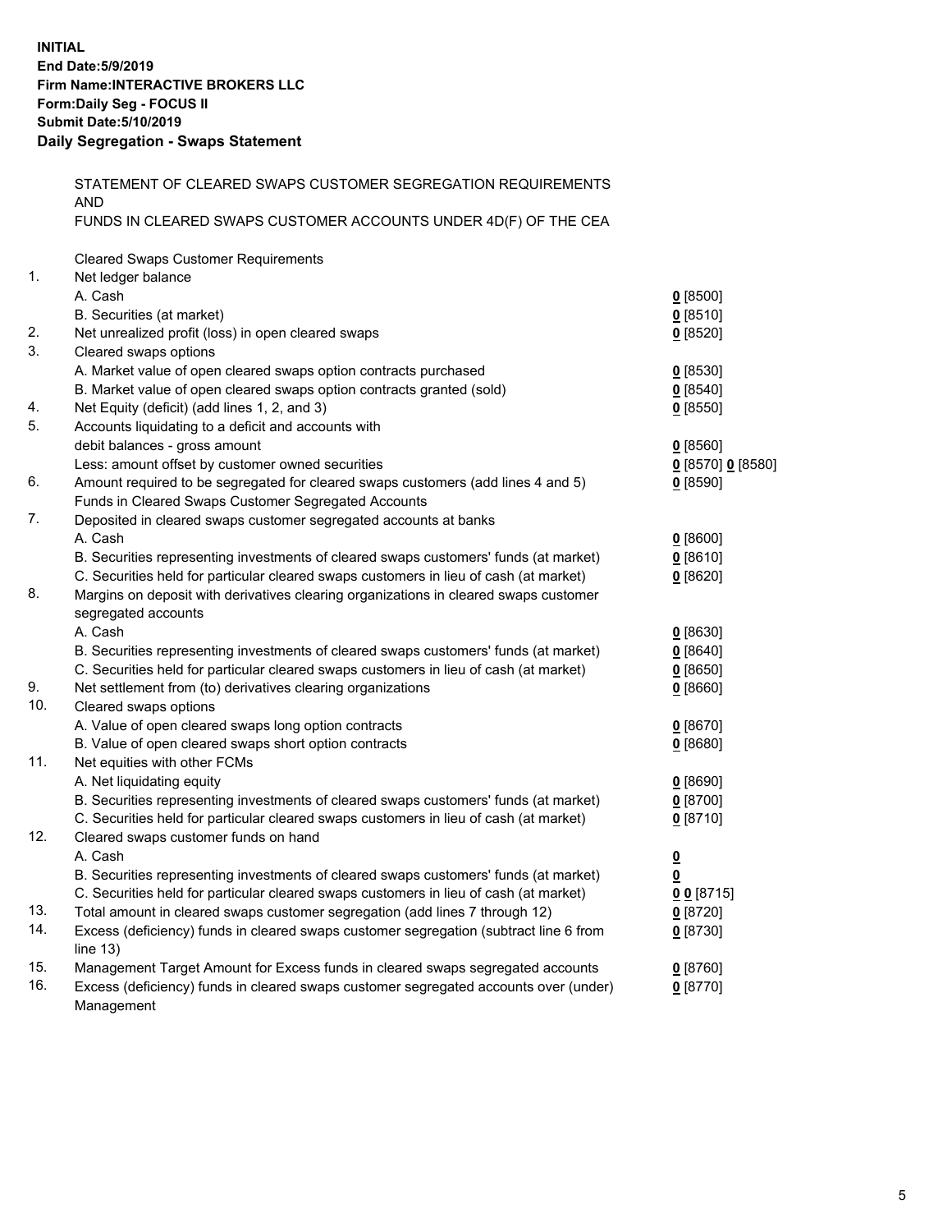**INITIAL**
**End Date:5/9/2019**
**Firm Name:INTERACTIVE BROKERS LLC**
**Form:Daily Seg - FOCUS II**
**Submit Date:5/10/2019**
**Daily Segregation - Swaps Statement**

STATEMENT OF CLEARED SWAPS CUSTOMER SEGREGATION REQUIREMENTS AND FUNDS IN CLEARED SWAPS CUSTOMER ACCOUNTS UNDER 4D(F) OF THE CEA

| | | |
|---|---|---|
| | Cleared Swaps Customer Requirements | |
| 1. | Net ledger balance | |
| | A. Cash | 0 [8500] |
| | B. Securities (at market) | 0 [8510] |
| 2. | Net unrealized profit (loss) in open cleared swaps | 0 [8520] |
| 3. | Cleared swaps options | |
| | A. Market value of open cleared swaps option contracts purchased | 0 [8530] |
| | B. Market value of open cleared swaps option contracts granted (sold) | 0 [8540] |
| 4. | Net Equity (deficit) (add lines 1, 2, and 3) | 0 [8550] |
| 5. | Accounts liquidating to a deficit and accounts with | |
| | debit balances - gross amount | 0 [8560] |
| | Less: amount offset by customer owned securities | 0 [8570] 0 [8580] |
| 6. | Amount required to be segregated for cleared swaps customers (add lines 4 and 5) | 0 [8590] |
| | Funds in Cleared Swaps Customer Segregated Accounts | |
| 7. | Deposited in cleared swaps customer segregated accounts at banks | |
| | A. Cash | 0 [8600] |
| | B. Securities representing investments of cleared swaps customers' funds (at market) | 0 [8610] |
| | C. Securities held for particular cleared swaps customers in lieu of cash (at market) | 0 [8620] |
| 8. | Margins on deposit with derivatives clearing organizations in cleared swaps customer segregated accounts | |
| | A. Cash | 0 [8630] |
| | B. Securities representing investments of cleared swaps customers' funds (at market) | 0 [8640] |
| | C. Securities held for particular cleared swaps customers in lieu of cash (at market) | 0 [8650] |
| 9. | Net settlement from (to) derivatives clearing organizations | 0 [8660] |
| 10. | Cleared swaps options | |
| | A. Value of open cleared swaps long option contracts | 0 [8670] |
| | B. Value of open cleared swaps short option contracts | 0 [8680] |
| 11. | Net equities with other FCMs | |
| | A. Net liquidating equity | 0 [8690] |
| | B. Securities representing investments of cleared swaps customers' funds (at market) | 0 [8700] |
| | C. Securities held for particular cleared swaps customers in lieu of cash (at market) | 0 [8710] |
| 12. | Cleared swaps customer funds on hand | |
| | A. Cash | 0 |
| | B. Securities representing investments of cleared swaps customers' funds (at market) | 0 |
| | C. Securities held for particular cleared swaps customers in lieu of cash (at market) | 0 0 [8715] |
| 13. | Total amount in cleared swaps customer segregation (add lines 7 through 12) | 0 [8720] |
| 14. | Excess (deficiency) funds in cleared swaps customer segregation (subtract line 6 from line 13) | 0 [8730] |
| 15. | Management Target Amount for Excess funds in cleared swaps segregated accounts | 0 [8760] |
| 16. | Excess (deficiency) funds in cleared swaps customer segregated accounts over (under) Management | 0 [8770] |